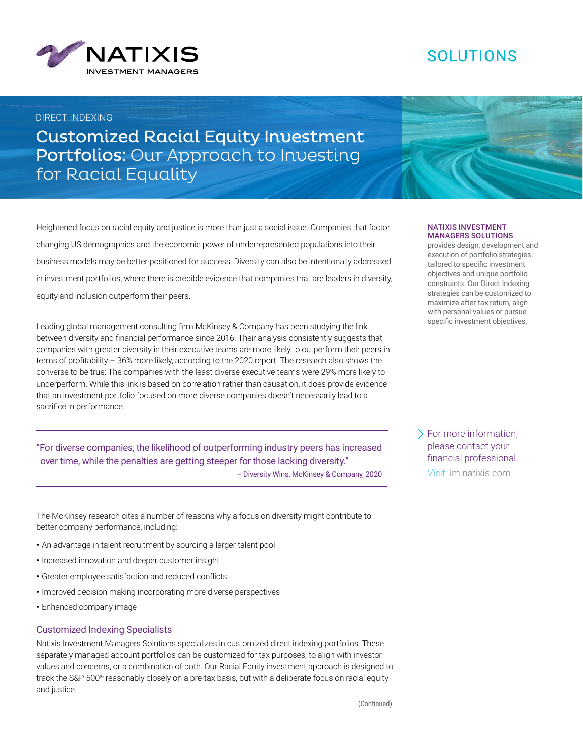NATIXIS INVESTMENT MANAGERS

SOLUTIONS

DIRECT INDEXING

# Customized Racial Equity Investment Portfolios: Our Approach to Investing for Racial Equality

Heightened focus on racial equity and justice is more than just a social issue. Companies that factor changing US demographics and the economic power of underrepresented populations into their business models may be better positioned for success. Diversity can also be intentionally addressed in investment portfolios, where there is credible evidence that companies that are leaders in diversity, equity and inclusion outperform their peers.

Leading global management consulting firm McKinsey & Company has been studying the link between diversity and financial performance since 2016. Their analysis consistently suggests that companies with greater diversity in their executive teams are more likely to outperform their peers in terms of profitability – 36% more likely, according to the 2020 report. The research also shows the converse to be true: The companies with the least diverse executive teams were 29% more likely to underperform. While this link is based on correlation rather than causation, it does provide evidence that an investment portfolio focused on more diverse companies doesn't necessarily lead to a sacrifice in performance.

> "For diverse companies, the likelihood of outperforming industry peers has increased over time, while the penalties are getting steeper for those lacking diversity."
>
> – Diversity Wins, McKinsey & Company, 2020

The McKinsey research cites a number of reasons why a focus on diversity might contribute to better company performance, including:

- An advantage in talent recruitment by sourcing a larger talent pool
- Increased innovation and deeper customer insight
- Greater employee satisfaction and reduced conflicts
- Improved decision making incorporating more diverse perspectives
- Enhanced company image

## Customized Indexing Specialists

Natixis Investment Managers Solutions specializes in customized direct indexing portfolios. These separately managed account portfolios can be customized for tax purposes, to align with investor values and concerns, or a combination of both. Our Racial Equity investment approach is designed to track the S&P 500® reasonably closely on a pre-tax basis, but with a deliberate focus on racial equity and justice.

(Continued)

**NATIXIS INVESTMENT MANAGERS SOLUTIONS** provides design, development and execution of portfolio strategies tailored to specific investment objectives and unique portfolio constraints. Our Direct Indexing strategies can be customized to maximize after-tax return, align with personal values or pursue specific investment objectives.

For more information, please contact your financial professional.

Visit: im.natixis.com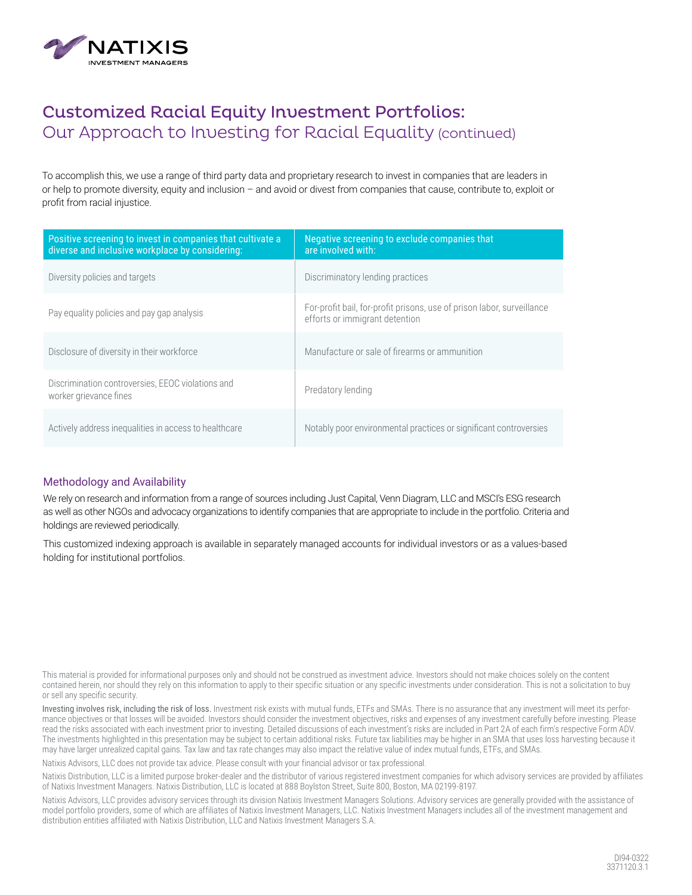# Customized Racial Equity Investment Portfolios:
## Our Approach to Investing for Racial Equality (continued)

To accomplish this, we use a range of third party data and proprietary research to invest in companies that are leaders in or help to promote diversity, equity and inclusion – and avoid or divest from companies that cause, contribute to, exploit or profit from racial injustice.

| Positive screening to invest in companies that cultivate a diverse and inclusive workplace by considering: | Negative screening to exclude companies that are involved with: |
| --- | --- |
| Diversity policies and targets | Discriminatory lending practices |
| Pay equality policies and pay gap analysis | For-profit bail, for-profit prisons, use of prison labor, surveillance efforts or immigrant detention |
| Disclosure of diversity in their workforce | Manufacture or sale of firearms or ammunition |
| Discrimination controversies, EEOC violations and worker grievance fines | Predatory lending |
| Actively address inequalities in access to healthcare | Notably poor environmental practices or significant controversies |

### Methodology and Availability

We rely on research and information from a range of sources including Just Capital, Venn Diagram, LLC and MSCI's ESG research as well as other NGOs and advocacy organizations to identify companies that are appropriate to include in the portfolio. Criteria and holdings are reviewed periodically.

This customized indexing approach is available in separately managed accounts for individual investors or as a values-based holding for institutional portfolios.

This material is provided for informational purposes only and should not be construed as investment advice. Investors should not make choices solely on the content contained herein, nor should they rely on this information to apply to their specific situation or any specific investments under consideration. This is not a solicitation to buy or sell any specific security.

**Investing involves risk, including the risk of loss.** Investment risk exists with mutual funds, ETFs and SMAs. There is no assurance that any investment will meet its performance objectives or that losses will be avoided. Investors should consider the investment objectives, risks and expenses of any investment carefully before investing. Please read the risks associated with each investment prior to investing. Detailed discussions of each investment's risks are included in Part 2A of each firm's respective Form ADV. The investments highlighted in this presentation may be subject to certain additional risks. Future tax liabilities may be higher in an SMA that uses loss harvesting because it may have larger unrealized capital gains. Tax law and tax rate changes may also impact the relative value of index mutual funds, ETFs, and SMAs.

Natixis Advisors, LLC does not provide tax advice. Please consult with your financial advisor or tax professional.

Natixis Distribution, LLC is a limited purpose broker-dealer and the distributor of various registered investment companies for which advisory services are provided by affiliates of Natixis Investment Managers. Natixis Distribution, LLC is located at 888 Boylston Street, Suite 800, Boston, MA 02199-8197.

Natixis Advisors, LLC provides advisory services through its division Natixis Investment Managers Solutions. Advisory services are generally provided with the assistance of model portfolio providers, some of which are affiliates of Natixis Investment Managers, LLC. Natixis Investment Managers includes all of the investment management and distribution entities affiliated with Natixis Distribution, LLC and Natixis Investment Managers S.A.

DI94-0322
3371120.3.1